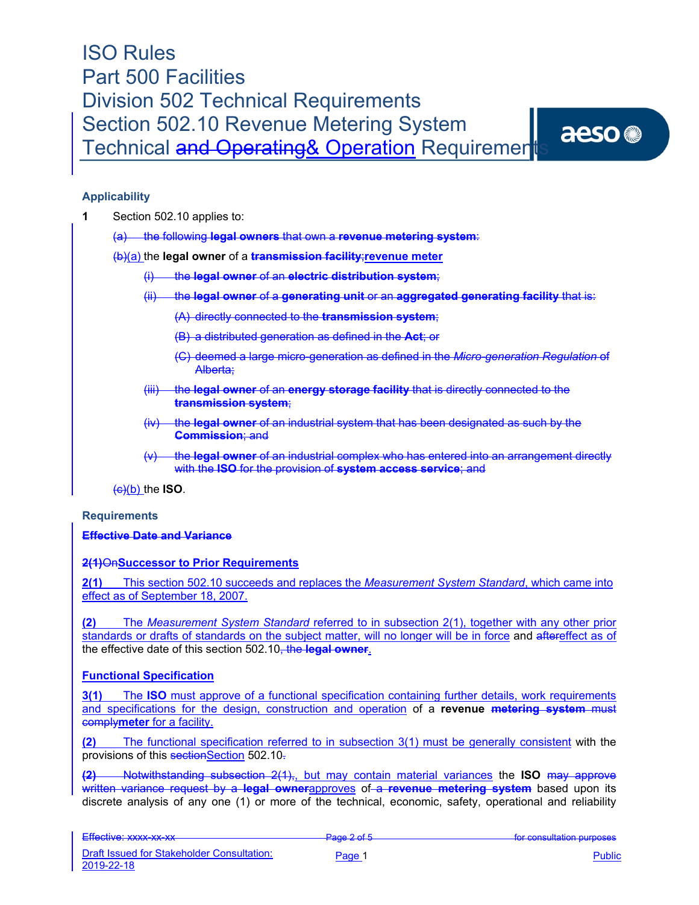# ISO Rules
# Part 500 Facilities
# Division 502 Technical Requirements
# Section 502.10 Revenue Metering System Technical ~~and Operating~~& Operation Requirements

### Applicability

**1** Section 502.10 applies to:

~~(a) the following **legal owners** that own a **revenue metering system**:~~

~~(b)~~(a) the **legal owner** of a ~~**transmission facility**;~~**revenue meter**

~~(i) the **legal owner** of an **electric distribution system**;~~

~~(ii) the **legal owner** of a **generating unit** or an **aggregated generating facility** that is:~~

~~(A) directly connected to the **transmission system**;~~

~~(B) a distributed generation as defined in the **Act**; or~~

~~(C) deemed a large micro-generation as defined in the *Micro-generation Regulation* of Alberta;~~

~~(iii) the **legal owner** of an **energy storage facility** that is directly connected to the **transmission system**;~~

~~(iv) the **legal owner** of an industrial system that has been designated as such by the **Commission**; and~~

~~(v) the **legal owner** of an industrial complex who has entered into an arrangement directly with the **ISO** for the provision of **system access service**; and~~

~~(c)~~(b) the **ISO**.

### Requirements

~~**Effective Date and Variance**~~

~~**2(1)**~~~~On~~**Successor to Prior Requirements**

**2(1)** This section 502.10 succeeds and replaces the *Measurement System Standard*, which came into effect as of September 18, 2007.

**(2)** The *Measurement System Standard* referred to in subsection 2(1), together with any other prior standards or drafts of standards on the subject matter, will no longer will be in force and ~~after~~effect as of the effective date of this section 502.10~~, the **legal owner**~~.

**Functional Specification**

**3(1)** The **ISO** must approve of a functional specification containing further details, work requirements and specifications for the design, construction and operation of a **revenue** ~~**metering system** must comply~~**meter** for a facility.

**(2)** The functional specification referred to in subsection 3(1) must be generally consistent with the provisions of this ~~section~~Section 502.10~~.~~

~~**(2)** Notwithstanding subsection 2(1),~~, but may contain material variances the **ISO** ~~may approve written variance request by a **legal owner**~~approves of ~~a **revenue metering system**~~ based upon its discrete analysis of any one (1) or more of the technical, economic, safety, operational and reliability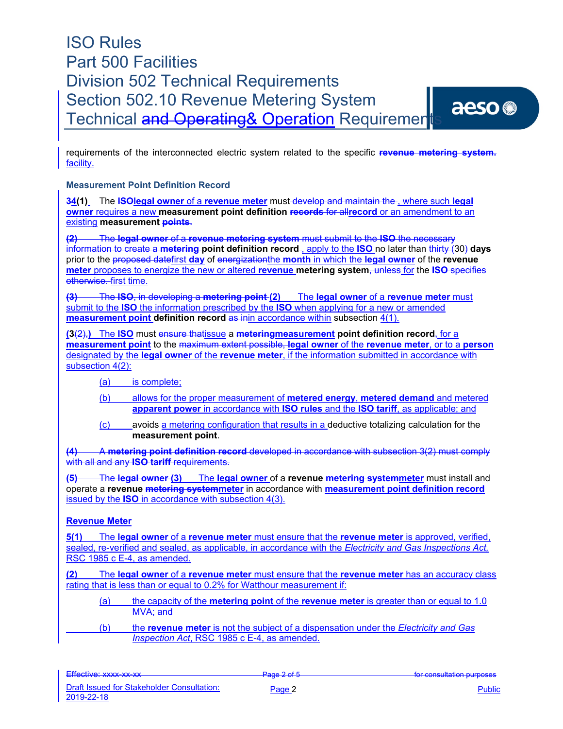requirements of the interconnected electric system related to the specific ~~**revenue metering system.**~~ facility.

**Measurement Point Definition Record**

~~3~~**4**(1) The ~~**ISO**~~**legal owner** of a **revenue meter** must ~~develop and maintain the~~ , where such **legal owner** requires a new **measurement point definition** ~~**records** for all~~**record** or an amendment to an existing **measurement** ~~**points**~~.

~~(2) The **legal owner** of a **revenue metering system** must submit to the **ISO** the necessary information to create a **metering**~~ **point definition record**~~-~~, apply to the **ISO** no later than ~~thirty (~~30~~)~~ **days** prior to the ~~proposed date~~first **day** of ~~energization~~the **month** in which the **legal owner** of the **revenue meter** proposes to energize the new or altered **revenue** **metering system**~~, unless~~ for the ~~**ISO** specifies otherwise.~~ first time.

~~(3) The **ISO**, in developing a **metering point**~~ (2) The **legal owner** of a **revenue meter** must submit to the **ISO** the information prescribed by the **ISO** when applying for a new or amended **measurement point** **definition record** ~~as in~~in accordance within subsection 4(1).

(3~~(2),~~) The **ISO** must ~~ensure that~~issue a ~~**metering**~~**measurement** **point definition record**~~,~~ for a **measurement point** to the ~~maximum extent possible,~~ **legal owner** of the **revenue meter**, or to a **person** designated by the **legal owner** of the **revenue meter**, if the information submitted in accordance with subsection 4(2):

(a) is complete;

(b) allows for the proper measurement of **metered energy**, **metered demand** and metered **apparent power** in accordance with **ISO rules** and the **ISO tariff**, as applicable; and

(c) avoids a metering configuration that results in a deductive totalizing calculation for the **measurement point**.

~~(4) A **metering point definition record** developed in accordance with subsection 3(2) must comply with all and any **ISO tariff** requirements.~~

~~(5) The **legal owner**~~ (3) The **legal owner** of a **revenue** ~~**metering system**~~**meter** must install and operate a **revenue** ~~**metering system**~~**meter** in accordance with **measurement point definition record** issued by the **ISO** in accordance with subsection 4(3).

**Revenue Meter**

**5(1)** The **legal owner** of a **revenue meter** must ensure that the **revenue meter** is approved, verified, sealed, re-verified and sealed, as applicable, in accordance with the *Electricity and Gas Inspections Act*, RSC 1985 c E-4, as amended.

**(2)** The **legal owner** of a **revenue meter** must ensure that the **revenue meter** has an accuracy class rating that is less than or equal to 0.2% for Watthour measurement if:

(a) the capacity of the **metering point** of the **revenue meter** is greater than or equal to 1.0 MVA; and

(b) the **revenue meter** is not the subject of a dispensation under the *Electricity and Gas Inspection Act*, RSC 1985 c E-4, as amended.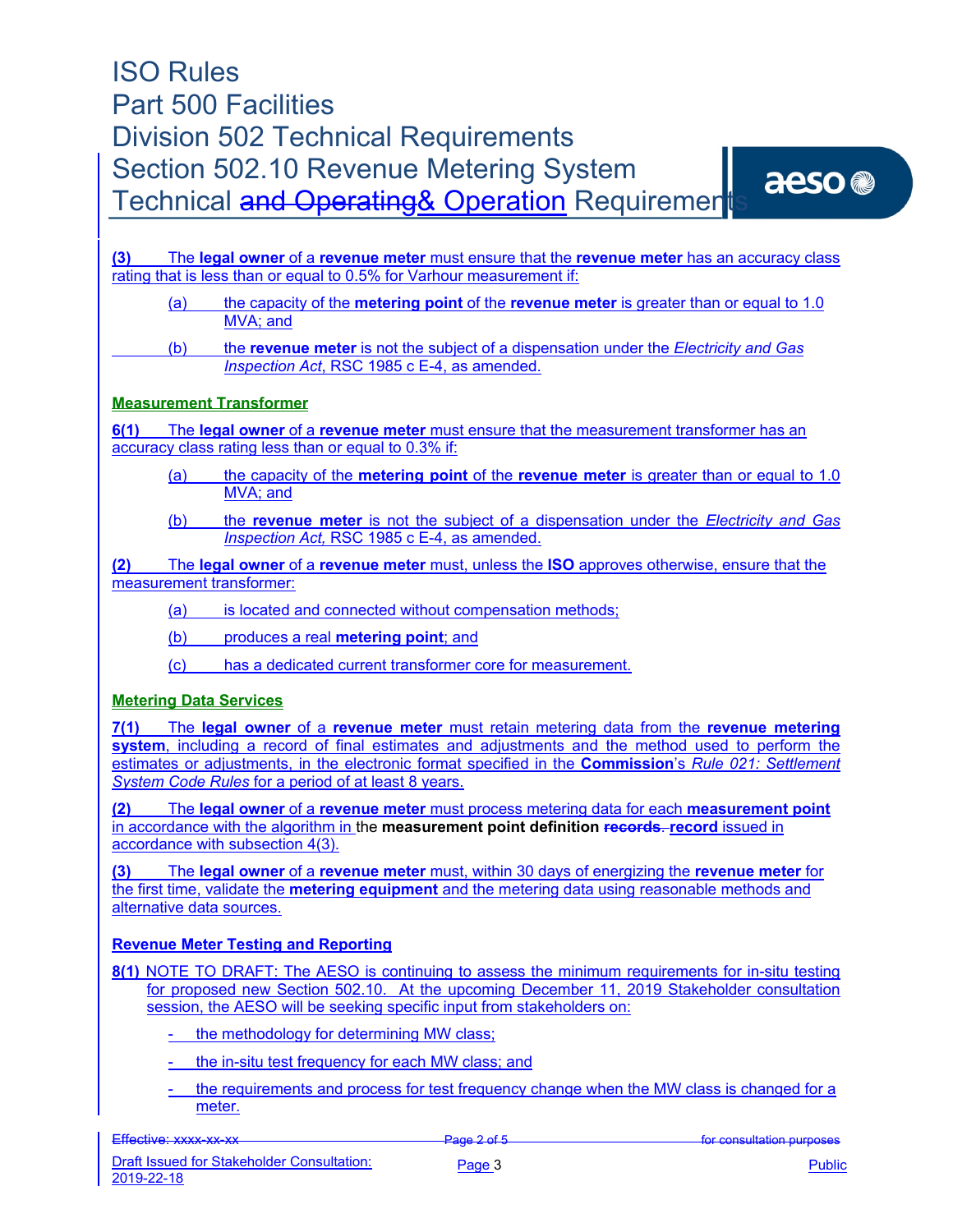**(3)** The **legal owner** of a **revenue meter** must ensure that the **revenue meter** has an accuracy class rating that is less than or equal to 0.5% for Varhour measurement if:

- (a) the capacity of the **metering point** of the **revenue meter** is greater than or equal to 1.0 MVA; and
- (b) the **revenue meter** is not the subject of a dispensation under the *Electricity and Gas Inspection Act*, RSC 1985 c E-4, as amended.

**Measurement Transformer**

**6(1)** The **legal owner** of a **revenue meter** must ensure that the measurement transformer has an accuracy class rating less than or equal to 0.3% if:

- (a) the capacity of the **metering point** of the **revenue meter** is greater than or equal to 1.0 MVA; and
- (b) the **revenue meter** is not the subject of a dispensation under the *Electricity and Gas Inspection Act,* RSC 1985 c E-4, as amended.

**(2)** The **legal owner** of a **revenue meter** must, unless the **ISO** approves otherwise, ensure that the measurement transformer:

- (a) is located and connected without compensation methods;
- (b) produces a real **metering point**; and
- (c) has a dedicated current transformer core for measurement.

**Metering Data Services**

**7(1)** The **legal owner** of a **revenue meter** must retain metering data from the **revenue metering system**, including a record of final estimates and adjustments and the method used to perform the estimates or adjustments, in the electronic format specified in the **Commission**'s *Rule 021: Settlement System Code Rules* for a period of at least 8 years.

**(2)** The **legal owner** of a **revenue meter** must process metering data for each **measurement point** in accordance with the algorithm in the **measurement point definition** ~~**records**.~~ **record** issued in accordance with subsection 4(3).

**(3)** The **legal owner** of a **revenue meter** must, within 30 days of energizing the **revenue meter** for the first time, validate the **metering equipment** and the metering data using reasonable methods and alternative data sources.

**Revenue Meter Testing and Reporting**

**8(1)** NOTE TO DRAFT: The AESO is continuing to assess the minimum requirements for in-situ testing for proposed new Section 502.10. At the upcoming December 11, 2019 Stakeholder consultation session, the AESO will be seeking specific input from stakeholders on:

- the methodology for determining MW class;
- the in-situ test frequency for each MW class; and
- the requirements and process for test frequency change when the MW class is changed for a meter.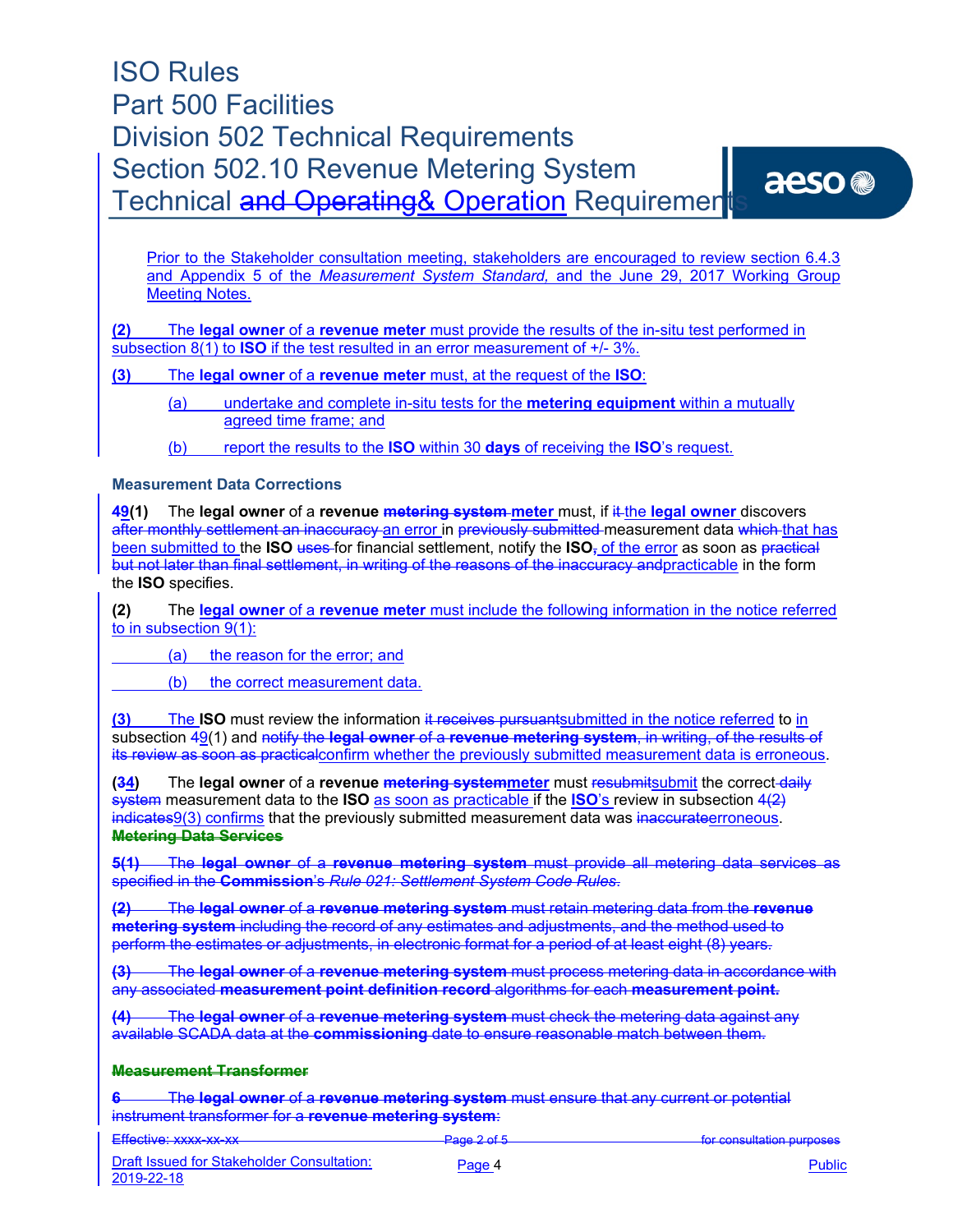Prior to the Stakeholder consultation meeting, stakeholders are encouraged to review section 6.4.3 and Appendix 5 of the *Measurement System Standard,* and the June 29, 2017 Working Group Meeting Notes.

**(2)** The **legal owner** of a **revenue meter** must provide the results of the in-situ test performed in subsection 8(1) to **ISO** if the test resulted in an error measurement of +/- 3%.

**(3)** The **legal owner** of a **revenue meter** must, at the request of the **ISO**:

(a) undertake and complete in-situ tests for the **metering equipment** within a mutually agreed time frame; and

(b) report the results to the **ISO** within 30 **days** of receiving the **ISO**'s request.

### Measurement Data Corrections

**~~4~~9(1)** The **legal owner** of a **revenue** ~~**metering system**~~ **meter** must, if ~~it~~ the **legal owner** discovers ~~after monthly settlement an inaccuracy~~ an error in ~~previously submitted~~ measurement data ~~which~~ that has been submitted to the **ISO** ~~uses~~ for financial settlement, notify the **ISO**~~,~~ of the error as soon as ~~practical but not later than final settlement, in writing of the reasons of the inaccuracy and~~practicable in the form the **ISO** specifies.

**(2)** The **legal owner** of a **revenue meter** must include the following information in the notice referred to in subsection 9(1):

(a) the reason for the error; and

(b) the correct measurement data.

**(3)** The **ISO** must review the information ~~it receives pursuant~~submitted in the notice referred to in subsection ~~4~~9(1) and ~~notify the **legal owner** of a **revenue metering system**, in writing, of the results of its review as soon as practical~~confirm whether the previously submitted measurement data is erroneous.

**(~~3~~4)** The **legal owner** of a **revenue** ~~**metering system**~~**meter** must ~~resubmit~~submit the correct ~~daily system~~ measurement data to the **ISO** as soon as practicable if the **ISO**'s review in subsection ~~4(2) indicates~~9(3) confirms that the previously submitted measurement data was ~~inaccurate~~erroneous.

~~**Metering Data Services**~~

~~**5(1)** The **legal owner** of a **revenue metering system** must provide all metering data services as specified in the **Commission**'s *Rule 021: Settlement System Code Rules*.~~

~~**(2)** The **legal owner** of a **revenue metering system** must retain metering data from the **revenue metering system** including the record of any estimates and adjustments, and the method used to perform the estimates or adjustments, in electronic format for a period of at least eight (8) years.~~

~~**(3)** The **legal owner** of a **revenue metering system** must process metering data in accordance with any associated **measurement point definition record** algorithms for each **measurement point.**~~

~~**(4)** The **legal owner** of a **revenue metering system** must check the metering data against any available SCADA data at the **commissioning** date to ensure reasonable match between them.~~

~~**Measurement Transformer**~~

~~**6** The **legal owner** of a **revenue metering system** must ensure that any current or potential instrument transformer for a **revenue metering system**:~~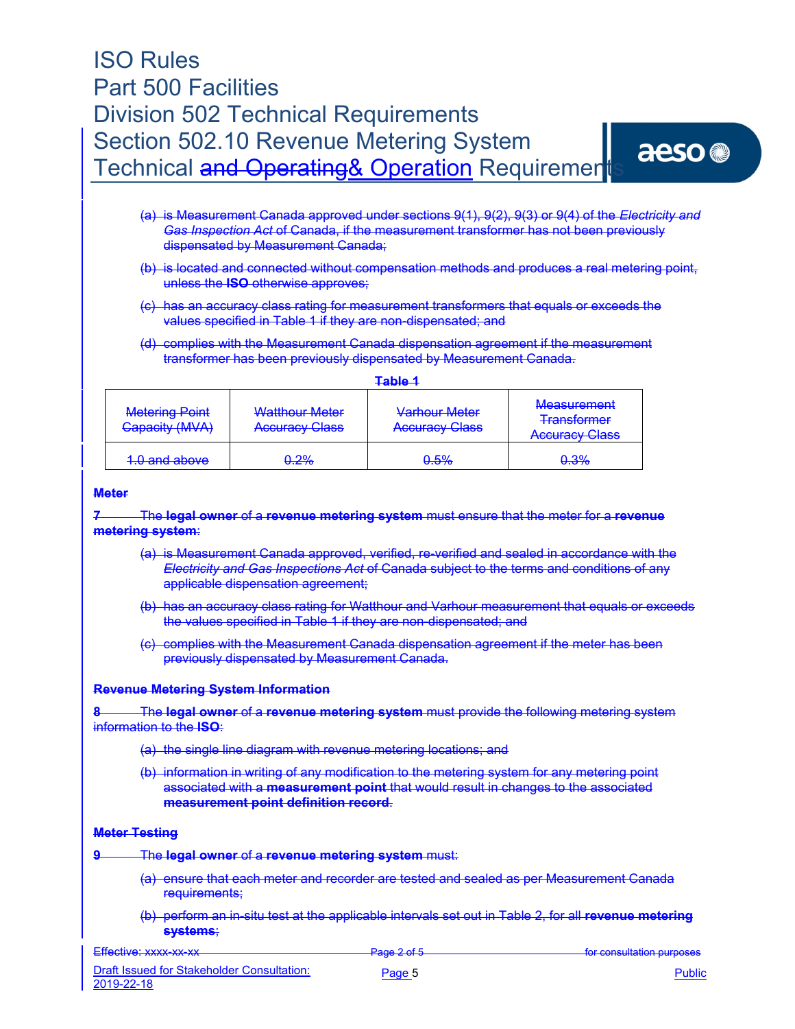(a) is Measurement Canada approved under sections 9(1), 9(2), 9(3) or 9(4) of the *Electricity and Gas Inspection Act* of Canada, if the measurement transformer has not been previously dispensated by Measurement Canada;

(b) is located and connected without compensation methods and produces a real metering point, unless the **ISO** otherwise approves;

(c) has an accuracy class rating for measurement transformers that equals or exceeds the values specified in Table 1 if they are non-dispensated; and

(d) complies with the Measurement Canada dispensation agreement if the measurement transformer has been previously dispensated by Measurement Canada.

**Table 1**

| Metering Point Capacity (MVA) | Watthour Meter Accuracy Class | Varhour Meter Accuracy Class | Measurement Transformer Accuracy Class |
|---|---|---|---|
| 1.0 and above | 0.2% | 0.5% | 0.3% |

**Meter**

**7** The **legal owner** of a **revenue metering system** must ensure that the meter for a **revenue metering system**:

(a) is Measurement Canada approved, verified, re-verified and sealed in accordance with the *Electricity and Gas Inspections Act* of Canada subject to the terms and conditions of any applicable dispensation agreement;

(b) has an accuracy class rating for Watthour and Varhour measurement that equals or exceeds the values specified in Table 1 if they are non-dispensated; and

(c) complies with the Measurement Canada dispensation agreement if the meter has been previously dispensated by Measurement Canada.

**Revenue Metering System Information**

**8** The **legal owner** of a **revenue metering system** must provide the following metering system information to the **ISO**:

(a) the single line diagram with revenue metering locations; and

(b) information in writing of any modification to the metering system for any metering point associated with a **measurement point** that would result in changes to the associated **measurement point definition record**.

**Meter Testing**

**9** The **legal owner** of a **revenue metering system** must:

(a) ensure that each meter and recorder are tested and sealed as per Measurement Canada requirements;

(b) perform an in-situ test at the applicable intervals set out in Table 2, for all **revenue metering systems**;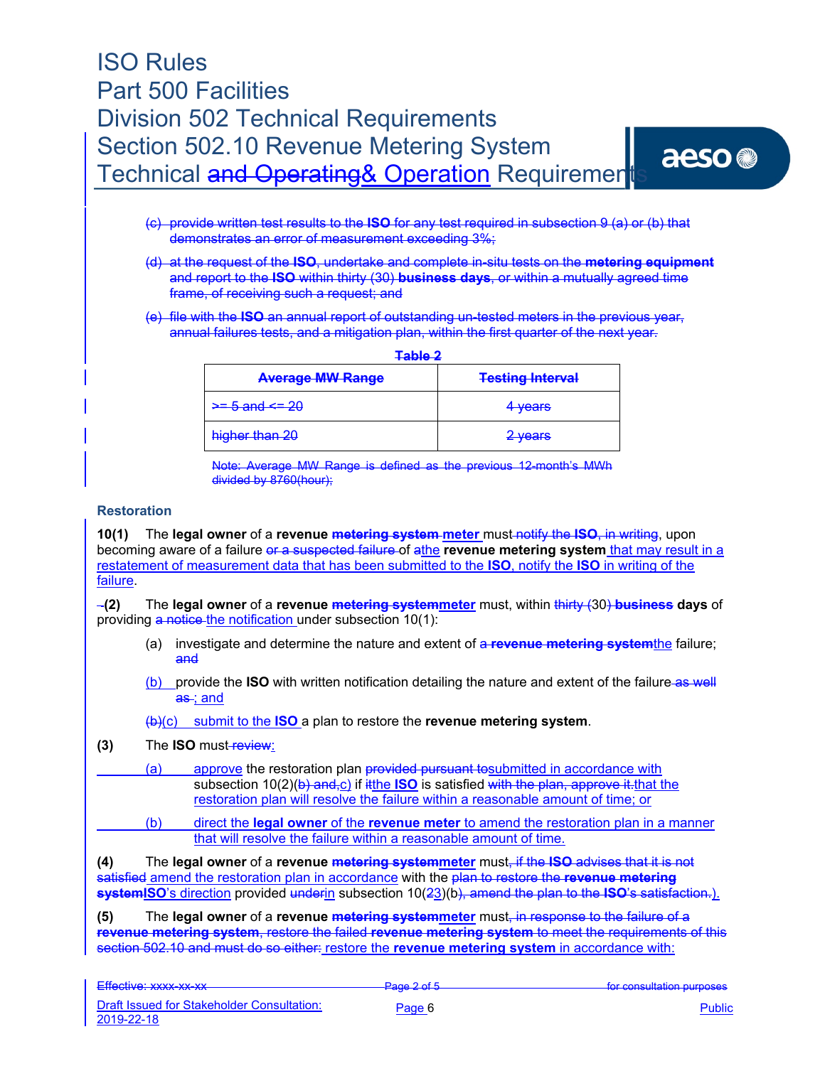(c) provide written test results to the **ISO** for any test required in subsection 9 (a) or (b) that demonstrates an error of measurement exceeding 3%;

(d) at the request of the **ISO**, undertake and complete in-situ tests on the **metering equipment** and report to the **ISO** within thirty (30) **business days**, or within a mutually agreed time frame, of receiving such a request; and

(e) file with the **ISO** an annual report of outstanding un-tested meters in the previous year, annual failures tests, and a mitigation plan, within the first quarter of the next year.

**Table 2**

| Average MW Range | Testing Interval |
|---|---|
| >= 5 and <= 20 | 4 years |
| higher than 20 | 2 years |

Note: Average MW Range is defined as the previous 12-month's MWh divided by 8760(hour);

### Restoration

**10(1)** The **legal owner** of a **revenue metering system meter** must notify the **ISO**, in writing, upon becoming aware of a failure or a suspected failure of athe **revenue metering system** that may result in a restatement of measurement data that has been submitted to the **ISO**, notify the **ISO** in writing of the failure.

**(2)** The **legal owner** of a **revenue metering systemmeter** must, within thirty (30) **business** days of providing a notice the notification under subsection 10(1):

(a) investigate and determine the nature and extent of a **revenue metering system**the failure; and

(b) provide the **ISO** with written notification detailing the nature and extent of the failure as well as ; and

(b)(c) submit to the **ISO** a plan to restore the **revenue metering system**.

**(3)** The **ISO** must review:

(a) approve the restoration plan provided pursuant tosubmitted in accordance with subsection 10(2)(b) and,c) if itthe **ISO** is satisfied with the plan, approve it.that the restoration plan will resolve the failure within a reasonable amount of time; or

(b) direct the **legal owner** of the **revenue meter** to amend the restoration plan in a manner that will resolve the failure within a reasonable amount of time.

**(4)** The **legal owner** of a **revenue metering systemmeter** must, if the **ISO** advises that it is not satisfied amend the restoration plan in accordance with the plan to restore the **revenue metering systemISO**'s direction provided underin subsection 10(23)(b), amend the plan to the **ISO**'s satisfaction.).

**(5)** The **legal owner** of a **revenue metering systemmeter** must, in response to the failure of a **revenue metering system**, restore the failed **revenue metering system** to meet the requirements of this section 502.10 and must do so either: restore the **revenue metering system** in accordance with: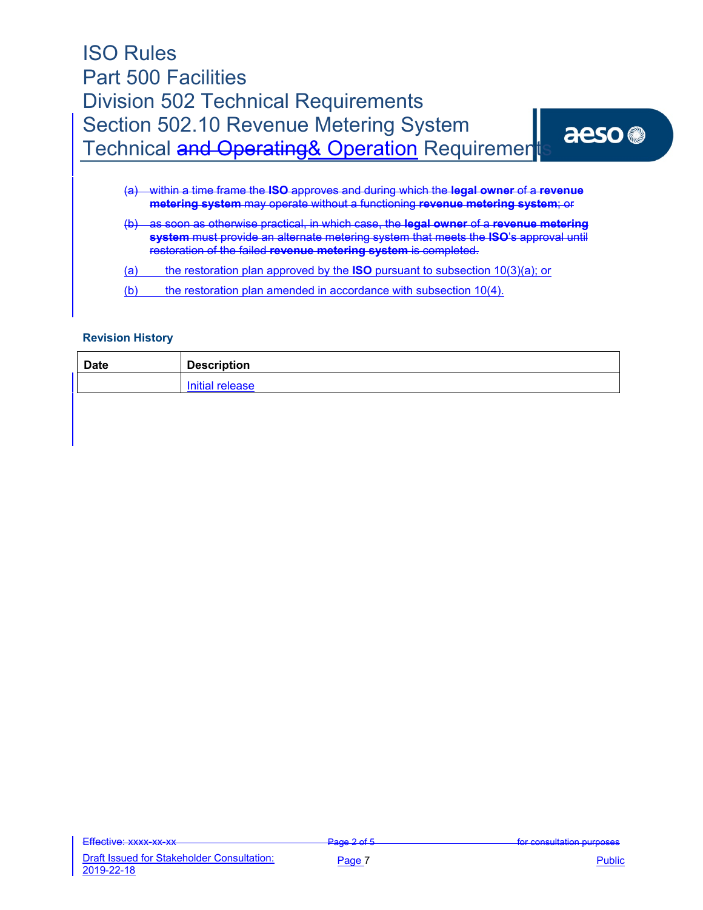~~(a) within a time frame the **ISO** approves and during which the **legal owner** of a **revenue metering system** may operate without a functioning **revenue metering system**; or~~

~~(b) as soon as otherwise practical, in which case, the **legal owner** of a **revenue metering system** must provide an alternate metering system that meets the **ISO**'s approval until restoration of the failed **revenue metering system** is completed.~~

(a) the restoration plan approved by the **ISO** pursuant to subsection 10(3)(a); or

(b) the restoration plan amended in accordance with subsection 10(4).

### Revision History

| Date | Description |
| --- | --- |
| | Initial release |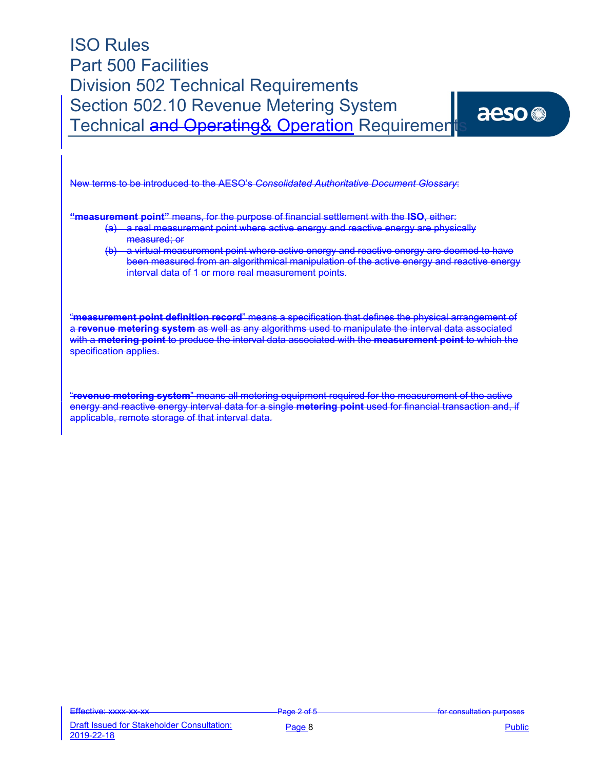~~New terms to be introduced to the AESO's *Consolidated Authoritative Document Glossary*:~~

~~**"measurement point"** means, for the purpose of financial settlement with the **ISO**, either:~~

- ~~(a) a real measurement point where active energy and reactive energy are physically measured; or~~
- ~~(b) a virtual measurement point where active energy and reactive energy are deemed to have been measured from an algorithmical manipulation of the active energy and reactive energy interval data of 1 or more real measurement points.~~

~~"**measurement point definition record**" means a specification that defines the physical arrangement of a **revenue metering system** as well as any algorithms used to manipulate the interval data associated with a **metering point** to produce the interval data associated with the **measurement point** to which the specification applies.~~

~~"**revenue metering system**" means all metering equipment required for the measurement of the active energy and reactive energy interval data for a single **metering point** used for financial transaction and, if applicable, remote storage of that interval data.~~